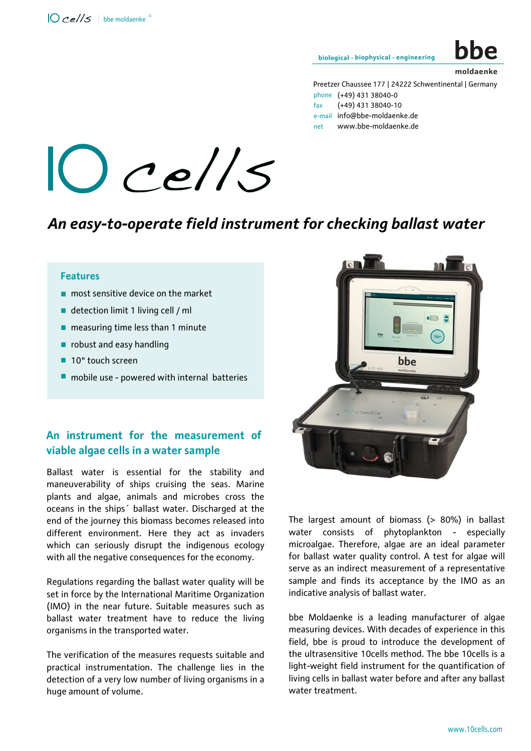biological · biophysical · engineering

**bbe moldaenke**

Preetzer Chaussee 177 | 24222 Schwentinental | Germany
phone (+49) 431 38040-0
fax (+49) 431 38040-10
e-mail info@bbe-moldaenke.de
net www.bbe-moldaenke.de

# 10 cells

## *An easy-to-operate field instrument for checking ballast water*

### Features

- most sensitive device on the market
- detection limit 1 living cell / ml
- measuring time less than 1 minute
- robust and easy handling
- 10" touch screen
- mobile use - powered with internal batteries

### An instrument for the measurement of viable algae cells in a water sample

Ballast water is essential for the stability and maneuverability of ships cruising the seas. Marine plants and algae, animals and microbes cross the oceans in the ships´ ballast water. Discharged at the end of the journey this biomass becomes released into different environment. Here they act as invaders which can seriously disrupt the indigenous ecology with all the negative consequences for the economy.

Regulations regarding the ballast water quality will be set in force by the International Maritime Organization (IMO) in the near future. Suitable measures such as ballast water treatment have to reduce the living organisms in the transported water.

The verification of the measures requests suitable and practical instrumentation. The challenge lies in the detection of a very low number of living organisms in a huge amount of volume.

The largest amount of biomass (> 80%) in ballast water consists of phytoplankton - especially microalgae. Therefore, algae are an ideal parameter for ballast water quality control. A test for algae will serve as an indirect measurement of a representative sample and finds its acceptance by the IMO as an indicative analysis of ballast water.

bbe Moldaenke is a leading manufacturer of algae measuring devices. With decades of experience in this field, bbe is proud to introduce the development of the ultrasensitive 10cells method. The bbe 10cells is a light-weight field instrument for the quantification of living cells in ballast water before and after any ballast water treatment.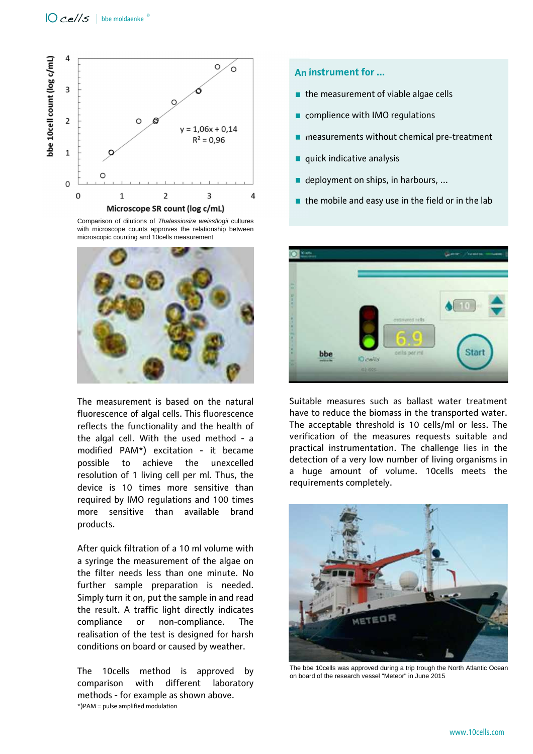bbe 10cell count (log c/mL)

4
3
2
1
0

0 1 2 3 4

Microscope SR count (log c/mL)

$y = 1{,}06x + 0{,}14$
$R^2 = 0{,}96$

Comparison of dilutions of *Thalassiosira weissflogii* cultures with microscope counts approves the relationship between microscopic counting and 10cells measurement

The measurement is based on the natural fluorescence of algal cells. This fluorescence reflects the functionality and the health of the algal cell. With the used method - a modified PAM*) excitation - it became possible to achieve the unexcelled resolution of 1 living cell per ml. Thus, the device is 10 times more sensitive than required by IMO regulations and 100 times more sensitive than available brand products.

After quick filtration of a 10 ml volume with a syringe the measurement of the algae on the filter needs less than one minute. No further sample preparation is needed. Simply turn it on, put the sample in and read the result. A traffic light directly indicates compliance or non-compliance. The realisation of the test is designed for harsh conditions on board or caused by weather.

The 10cells method is approved by comparison with different laboratory methods - for example as shown above.

*)PAM = pulse amplified modulation

## An instrument for ...

- the measurement of viable algae cells
- complience with IMO regulations
- measurements without chemical pre-treatment
- quick indicative analysis
- deployment on ships, in harbours, ...
- the mobile and easy use in the field or in the lab

Suitable measures such as ballast water treatment have to reduce the biomass in the transported water. The acceptable threshold is 10 cells/ml or less. The verification of the measures requests suitable and practical instrumentation. The challenge lies in the detection of a very low number of living organisms in a huge amount of volume. 10cells meets the requirements completely.

The bbe 10cells was approved during a trip trough the North Atlantic Ocean on board of the research vessel "Meteor" in June 2015

www.10cells.com